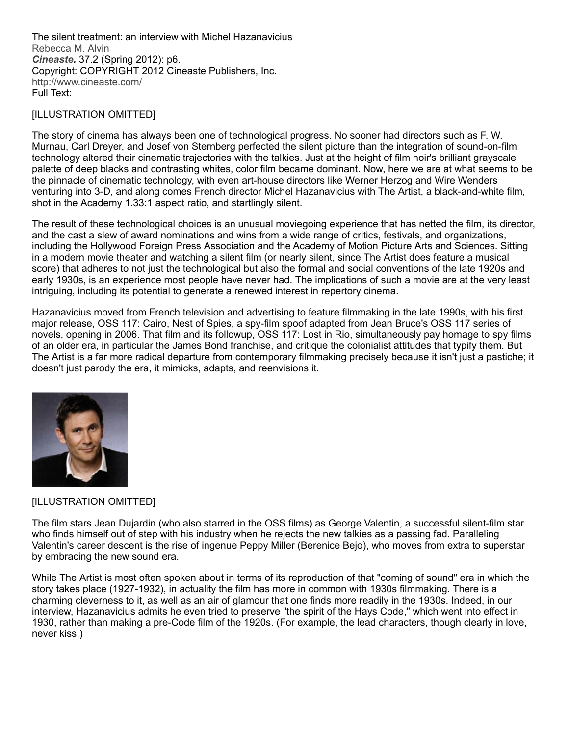The silent treatment: an interview with Michel Hazanavicius
Rebecca M. Alvin
*Cineaste.* 37.2 (Spring 2012): p6.
Copyright: COPYRIGHT 2012 Cineaste Publishers, Inc.
http://www.cineaste.com/
Full Text:

[ILLUSTRATION OMITTED]

The story of cinema has always been one of technological progress. No sooner had directors such as F. W. Murnau, Carl Dreyer, and Josef von Sternberg perfected the silent picture than the integration of sound-on-film technology altered their cinematic trajectories with the talkies. Just at the height of film noir's brilliant grayscale palette of deep blacks and contrasting whites, color film became dominant. Now, here we are at what seems to be the pinnacle of cinematic technology, with even art-house directors like Werner Herzog and Wire Wenders venturing into 3-D, and along comes French director Michel Hazanavicius with The Artist, a black-and-white film, shot in the Academy 1.33:1 aspect ratio, and startlingly silent.

The result of these technological choices is an unusual moviegoing experience that has netted the film, its director, and the cast a slew of award nominations and wins from a wide range of critics, festivals, and organizations, including the Hollywood Foreign Press Association and the Academy of Motion Picture Arts and Sciences. Sitting in a modern movie theater and watching a silent film (or nearly silent, since The Artist does feature a musical score) that adheres to not just the technological but also the formal and social conventions of the late 1920s and early 1930s, is an experience most people have never had. The implications of such a movie are at the very least intriguing, including its potential to generate a renewed interest in repertory cinema.

Hazanavicius moved from French television and advertising to feature filmmaking in the late 1990s, with his first major release, OSS 117: Cairo, Nest of Spies, a spy-film spoof adapted from Jean Bruce's OSS 117 series of novels, opening in 2006. That film and its followup, OSS 117: Lost in Rio, simultaneously pay homage to spy films of an older era, in particular the James Bond franchise, and critique the colonialist attitudes that typify them. But The Artist is a far more radical departure from contemporary filmmaking precisely because it isn't just a pastiche; it doesn't just parody the era, it mimicks, adapts, and reenvisions it.

[ILLUSTRATION OMITTED]

The film stars Jean Dujardin (who also starred in the OSS films) as George Valentin, a successful silent-film star who finds himself out of step with his industry when he rejects the new talkies as a passing fad. Paralleling Valentin's career descent is the rise of ingenue Peppy Miller (Berenice Bejo), who moves from extra to superstar by embracing the new sound era.

While The Artist is most often spoken about in terms of its reproduction of that "coming of sound" era in which the story takes place (1927-1932), in actuality the film has more in common with 1930s filmmaking. There is a charming cleverness to it, as well as an air of glamour that one finds more readily in the 1930s. Indeed, in our interview, Hazanavicius admits he even tried to preserve "the spirit of the Hays Code," which went into effect in 1930, rather than making a pre-Code film of the 1920s. (For example, the lead characters, though clearly in love, never kiss.)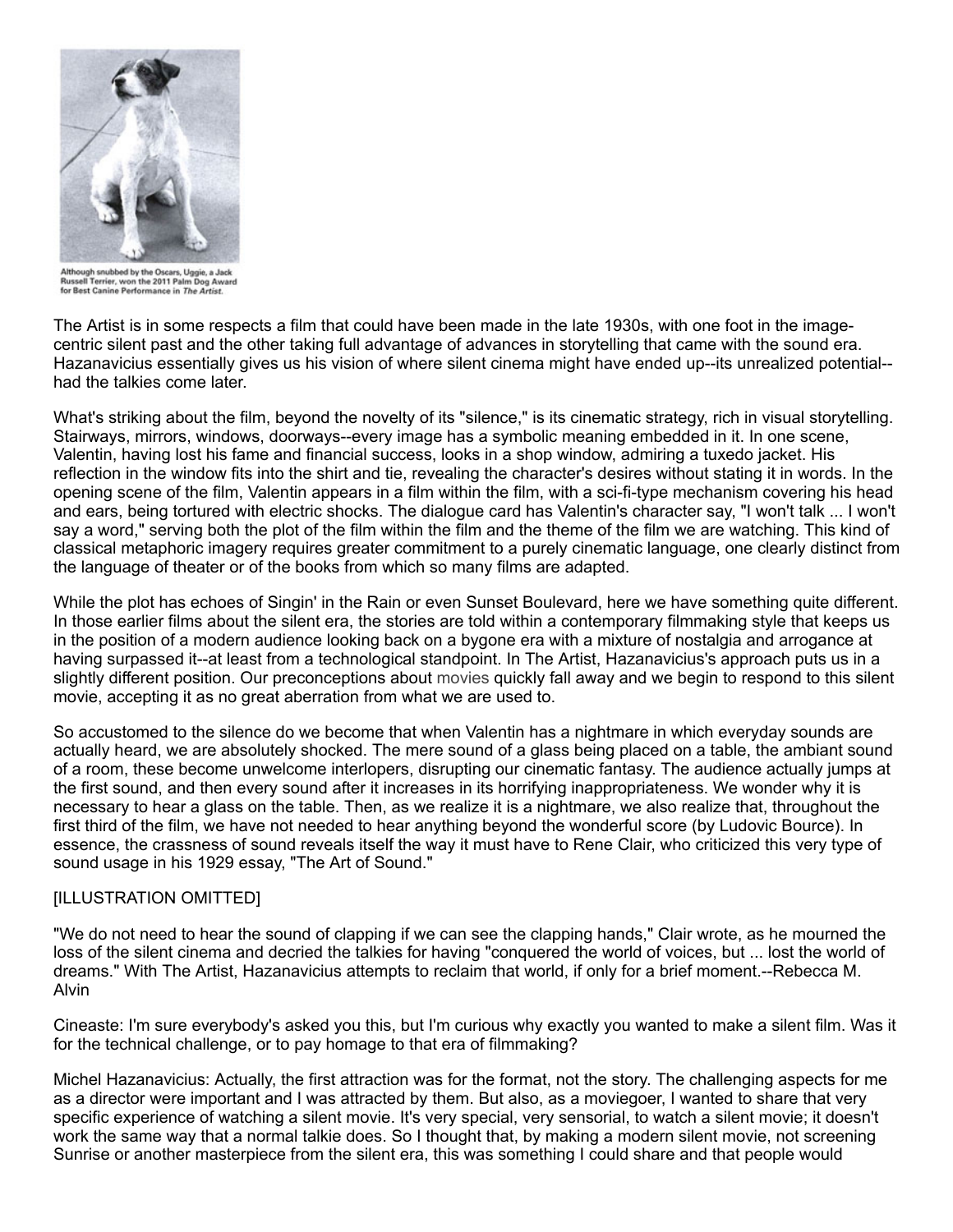Although snubbed by the Oscars, Uggie, a Jack Russell Terrier, won the 2011 Palm Dog Award for Best Canine Performance in *The Artist*.

The Artist is in some respects a film that could have been made in the late 1930s, with one foot in the image-centric silent past and the other taking full advantage of advances in storytelling that came with the sound era. Hazanavicius essentially gives us his vision of where silent cinema might have ended up--its unrealized potential--had the talkies come later.

What's striking about the film, beyond the novelty of its "silence," is its cinematic strategy, rich in visual storytelling. Stairways, mirrors, windows, doorways--every image has a symbolic meaning embedded in it. In one scene, Valentin, having lost his fame and financial success, looks in a shop window, admiring a tuxedo jacket. His reflection in the window fits into the shirt and tie, revealing the character's desires without stating it in words. In the opening scene of the film, Valentin appears in a film within the film, with a sci-fi-type mechanism covering his head and ears, being tortured with electric shocks. The dialogue card has Valentin's character say, "I won't talk ... I won't say a word," serving both the plot of the film within the film and the theme of the film we are watching. This kind of classical metaphoric imagery requires greater commitment to a purely cinematic language, one clearly distinct from the language of theater or of the books from which so many films are adapted.

While the plot has echoes of Singin' in the Rain or even Sunset Boulevard, here we have something quite different. In those earlier films about the silent era, the stories are told within a contemporary filmmaking style that keeps us in the position of a modern audience looking back on a bygone era with a mixture of nostalgia and arrogance at having surpassed it--at least from a technological standpoint. In The Artist, Hazanavicius's approach puts us in a slightly different position. Our preconceptions about movies quickly fall away and we begin to respond to this silent movie, accepting it as no great aberration from what we are used to.

So accustomed to the silence do we become that when Valentin has a nightmare in which everyday sounds are actually heard, we are absolutely shocked. The mere sound of a glass being placed on a table, the ambiant sound of a room, these become unwelcome interlopers, disrupting our cinematic fantasy. The audience actually jumps at the first sound, and then every sound after it increases in its horrifying inappropriateness. We wonder why it is necessary to hear a glass on the table. Then, as we realize it is a nightmare, we also realize that, throughout the first third of the film, we have not needed to hear anything beyond the wonderful score (by Ludovic Bource). In essence, the crassness of sound reveals itself the way it must have to Rene Clair, who criticized this very type of sound usage in his 1929 essay, "The Art of Sound."

[ILLUSTRATION OMITTED]

"We do not need to hear the sound of clapping if we can see the clapping hands," Clair wrote, as he mourned the loss of the silent cinema and decried the talkies for having "conquered the world of voices, but ... lost the world of dreams." With The Artist, Hazanavicius attempts to reclaim that world, if only for a brief moment.--Rebecca M. Alvin

Cineaste: I'm sure everybody's asked you this, but I'm curious why exactly you wanted to make a silent film. Was it for the technical challenge, or to pay homage to that era of filmmaking?

Michel Hazanavicius: Actually, the first attraction was for the format, not the story. The challenging aspects for me as a director were important and I was attracted by them. But also, as a moviegoer, I wanted to share that very specific experience of watching a silent movie. It's very special, very sensorial, to watch a silent movie; it doesn't work the same way that a normal talkie does. So I thought that, by making a modern silent movie, not screening Sunrise or another masterpiece from the silent era, this was something I could share and that people would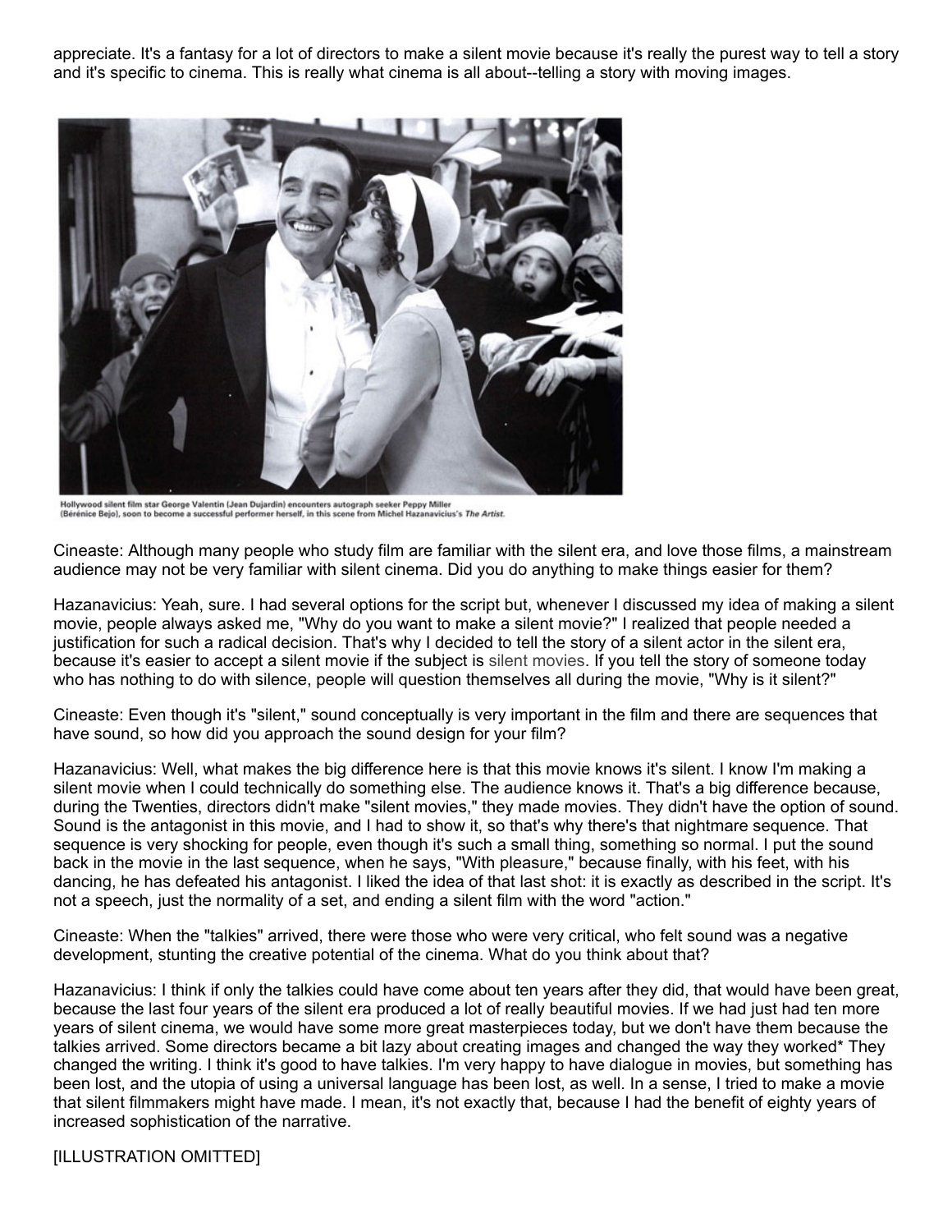appreciate. It's a fantasy for a lot of directors to make a silent movie because it's really the purest way to tell a story and it's specific to cinema. This is really what cinema is all about--telling a story with moving images.

Hollywood silent film star George Valentin (Jean Dujardin) encounters autograph seeker Peppy Miller (Bérénice Bejo), soon to become a successful performer herself, in this scene from Michel Hazanavicius's *The Artist*.

Cineaste: Although many people who study film are familiar with the silent era, and love those films, a mainstream audience may not be very familiar with silent cinema. Did you do anything to make things easier for them?

Hazanavicius: Yeah, sure. I had several options for the script but, whenever I discussed my idea of making a silent movie, people always asked me, "Why do you want to make a silent movie?" I realized that people needed a justification for such a radical decision. That's why I decided to tell the story of a silent actor in the silent era, because it's easier to accept a silent movie if the subject is silent movies. If you tell the story of someone today who has nothing to do with silence, people will question themselves all during the movie, "Why is it silent?"

Cineaste: Even though it's "silent," sound conceptually is very important in the film and there are sequences that have sound, so how did you approach the sound design for your film?

Hazanavicius: Well, what makes the big difference here is that this movie knows it's silent. I know I'm making a silent movie when I could technically do something else. The audience knows it. That's a big difference because, during the Twenties, directors didn't make "silent movies," they made movies. They didn't have the option of sound. Sound is the antagonist in this movie, and I had to show it, so that's why there's that nightmare sequence. That sequence is very shocking for people, even though it's such a small thing, something so normal. I put the sound back in the movie in the last sequence, when he says, "With pleasure," because finally, with his feet, with his dancing, he has defeated his antagonist. I liked the idea of that last shot: it is exactly as described in the script. It's not a speech, just the normality of a set, and ending a silent film with the word "action."

Cineaste: When the "talkies" arrived, there were those who were very critical, who felt sound was a negative development, stunting the creative potential of the cinema. What do you think about that?

Hazanavicius: I think if only the talkies could have come about ten years after they did, that would have been great, because the last four years of the silent era produced a lot of really beautiful movies. If we had just had ten more years of silent cinema, we would have some more great masterpieces today, but we don't have them because the talkies arrived. Some directors became a bit lazy about creating images and changed the way they worked* They changed the writing. I think it's good to have talkies. I'm very happy to have dialogue in movies, but something has been lost, and the utopia of using a universal language has been lost, as well. In a sense, I tried to make a movie that silent filmmakers might have made. I mean, it's not exactly that, because I had the benefit of eighty years of increased sophistication of the narrative.

[ILLUSTRATION OMITTED]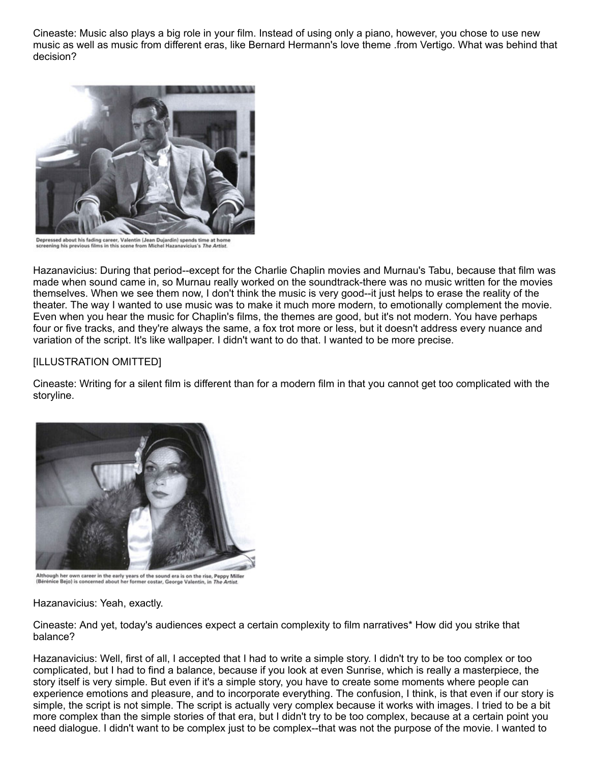Cineaste: Music also plays a big role in your film. Instead of using only a piano, however, you chose to use new music as well as music from different eras, like Bernard Hermann's love theme .from Vertigo. What was behind that decision?

Depressed about his fading career, Valentin (Jean Dujardin) spends time at home screening his previous films in this scene from Michel Hazanavicius's *The Artist*.

Hazanavicius: During that period--except for the Charlie Chaplin movies and Murnau's Tabu, because that film was made when sound came in, so Murnau really worked on the soundtrack-there was no music written for the movies themselves. When we see them now, I don't think the music is very good--it just helps to erase the reality of the theater. The way I wanted to use music was to make it much more modern, to emotionally complement the movie. Even when you hear the music for Chaplin's films, the themes are good, but it's not modern. You have perhaps four or five tracks, and they're always the same, a fox trot more or less, but it doesn't address every nuance and variation of the script. It's like wallpaper. I didn't want to do that. I wanted to be more precise.

[ILLUSTRATION OMITTED]

Cineaste: Writing for a silent film is different than for a modern film in that you cannot get too complicated with the storyline.

Although her own career in the early years of the sound era is on the rise, Peppy Miller (Bérénice Bejo) is concerned about her former costar, George Valentin, in *The Artist*.

Hazanavicius: Yeah, exactly.

Cineaste: And yet, today's audiences expect a certain complexity to film narratives* How did you strike that balance?

Hazanavicius: Well, first of all, I accepted that I had to write a simple story. I didn't try to be too complex or too complicated, but I had to find a balance, because if you look at even Sunrise, which is really a masterpiece, the story itself is very simple. But even if it's a simple story, you have to create some moments where people can experience emotions and pleasure, and to incorporate everything. The confusion, I think, is that even if our story is simple, the script is not simple. The script is actually very complex because it works with images. I tried to be a bit more complex than the simple stories of that era, but I didn't try to be too complex, because at a certain point you need dialogue. I didn't want to be complex just to be complex--that was not the purpose of the movie. I wanted to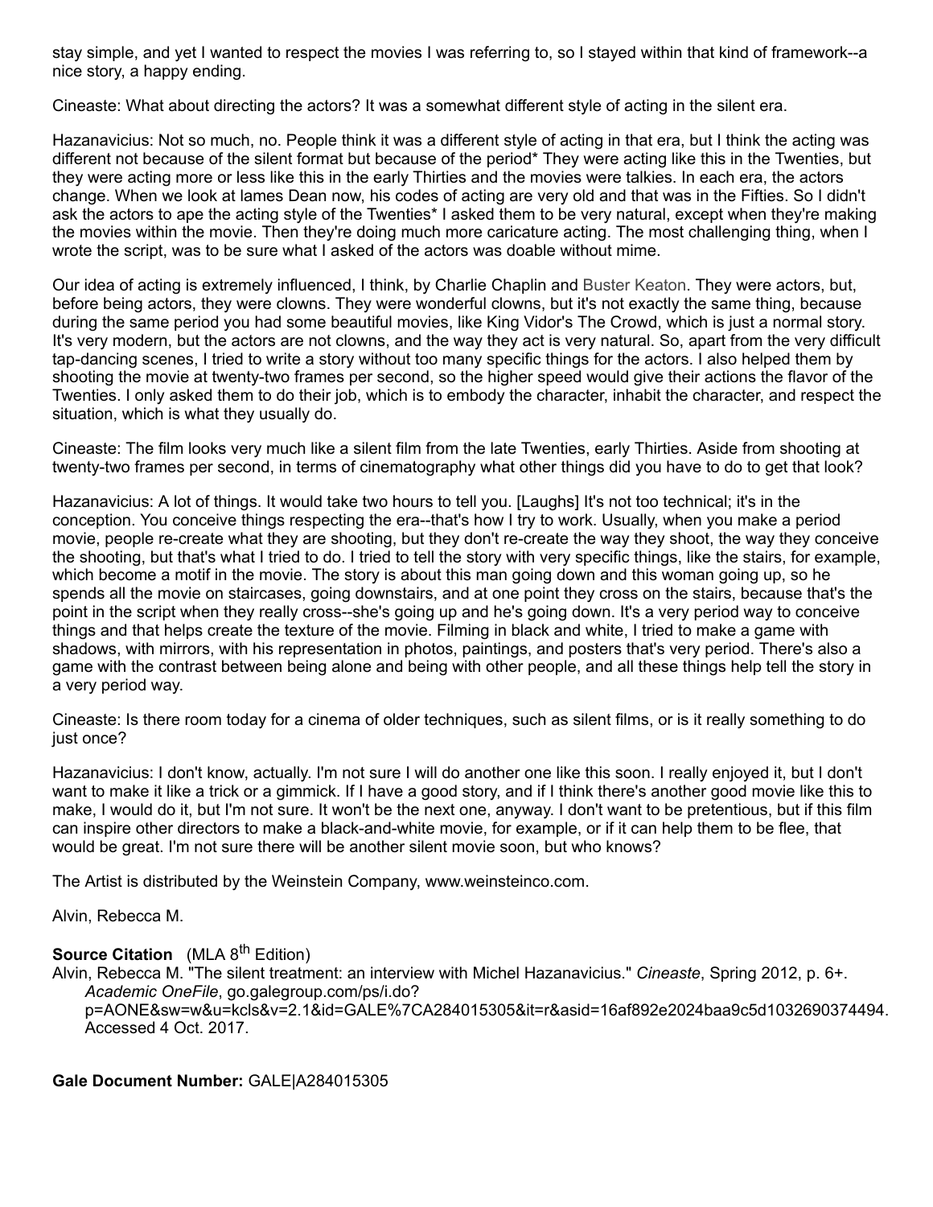stay simple, and yet I wanted to respect the movies I was referring to, so I stayed within that kind of framework--a nice story, a happy ending.

Cineaste: What about directing the actors? It was a somewhat different style of acting in the silent era.

Hazanavicius: Not so much, no. People think it was a different style of acting in that era, but I think the acting was different not because of the silent format but because of the period* They were acting like this in the Twenties, but they were acting more or less like this in the early Thirties and the movies were talkies. In each era, the actors change. When we look at lames Dean now, his codes of acting are very old and that was in the Fifties. So I didn't ask the actors to ape the acting style of the Twenties* I asked them to be very natural, except when they're making the movies within the movie. Then they're doing much more caricature acting. The most challenging thing, when I wrote the script, was to be sure what I asked of the actors was doable without mime.

Our idea of acting is extremely influenced, I think, by Charlie Chaplin and Buster Keaton. They were actors, but, before being actors, they were clowns. They were wonderful clowns, but it's not exactly the same thing, because during the same period you had some beautiful movies, like King Vidor's The Crowd, which is just a normal story. It's very modern, but the actors are not clowns, and the way they act is very natural. So, apart from the very difficult tap-dancing scenes, I tried to write a story without too many specific things for the actors. I also helped them by shooting the movie at twenty-two frames per second, so the higher speed would give their actions the flavor of the Twenties. I only asked them to do their job, which is to embody the character, inhabit the character, and respect the situation, which is what they usually do.

Cineaste: The film looks very much like a silent film from the late Twenties, early Thirties. Aside from shooting at twenty-two frames per second, in terms of cinematography what other things did you have to do to get that look?

Hazanavicius: A lot of things. It would take two hours to tell you. [Laughs] It's not too technical; it's in the conception. You conceive things respecting the era--that's how I try to work. Usually, when you make a period movie, people re-create what they are shooting, but they don't re-create the way they shoot, the way they conceive the shooting, but that's what I tried to do. I tried to tell the story with very specific things, like the stairs, for example, which become a motif in the movie. The story is about this man going down and this woman going up, so he spends all the movie on staircases, going downstairs, and at one point they cross on the stairs, because that's the point in the script when they really cross--she's going up and he's going down. It's a very period way to conceive things and that helps create the texture of the movie. Filming in black and white, I tried to make a game with shadows, with mirrors, with his representation in photos, paintings, and posters that's very period. There's also a game with the contrast between being alone and being with other people, and all these things help tell the story in a very period way.

Cineaste: Is there room today for a cinema of older techniques, such as silent films, or is it really something to do just once?

Hazanavicius: I don't know, actually. I'm not sure I will do another one like this soon. I really enjoyed it, but I don't want to make it like a trick or a gimmick. If I have a good story, and if I think there's another good movie like this to make, I would do it, but I'm not sure. It won't be the next one, anyway. I don't want to be pretentious, but if this film can inspire other directors to make a black-and-white movie, for example, or if it can help them to be flee, that would be great. I'm not sure there will be another silent movie soon, but who knows?

The Artist is distributed by the Weinstein Company, www.weinsteinco.com.

Alvin, Rebecca M.

**Source Citation** (MLA 8th Edition)

Alvin, Rebecca M. "The silent treatment: an interview with Michel Hazanavicius." *Cineaste*, Spring 2012, p. 6+. *Academic OneFile*, go.galegroup.com/ps/i.do?p=AONE&sw=w&u=kcls&v=2.1&id=GALE%7CA284015305&it=r&asid=16af892e2024baa9c5d1032690374494. Accessed 4 Oct. 2017.

**Gale Document Number:** GALE|A284015305